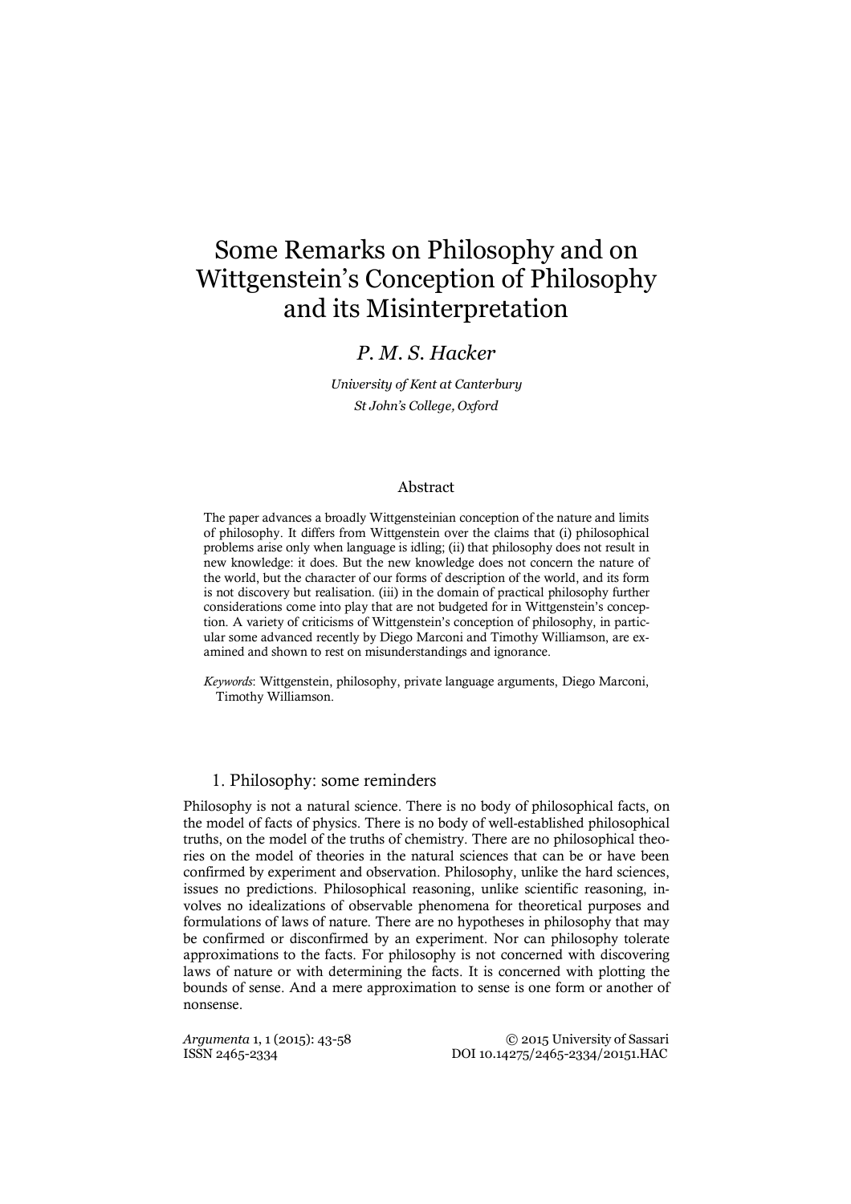# Some Remarks on Philosophy and on Wittgenstein's Conception of Philosophy and its Misinterpretation

*P. M. S. Hacker*

*University of Kent at Canterbury*
*St John's College, Oxford*

## Abstract

The paper advances a broadly Wittgensteinian conception of the nature and limits of philosophy. It differs from Wittgenstein over the claims that (i) philosophical problems arise only when language is idling; (ii) that philosophy does not result in new knowledge: it does. But the new knowledge does not concern the nature of the world, but the character of our forms of description of the world, and its form is not discovery but realisation. (iii) in the domain of practical philosophy further considerations come into play that are not budgeted for in Wittgenstein's conception. A variety of criticisms of Wittgenstein's conception of philosophy, in particular some advanced recently by Diego Marconi and Timothy Williamson, are examined and shown to rest on misunderstandings and ignorance.

*Keywords*: Wittgenstein, philosophy, private language arguments, Diego Marconi, Timothy Williamson.

## 1. Philosophy: some reminders

Philosophy is not a natural science. There is no body of philosophical facts, on the model of facts of physics. There is no body of well-established philosophical truths, on the model of the truths of chemistry. There are no philosophical theories on the model of theories in the natural sciences that can be or have been confirmed by experiment and observation. Philosophy, unlike the hard sciences, issues no predictions. Philosophical reasoning, unlike scientific reasoning, involves no idealizations of observable phenomena for theoretical purposes and formulations of laws of nature. There are no hypotheses in philosophy that may be confirmed or disconfirmed by an experiment. Nor can philosophy tolerate approximations to the facts. For philosophy is not concerned with discovering laws of nature or with determining the facts. It is concerned with plotting the bounds of sense. And a mere approximation to sense is one form or another of nonsense.

*Argumenta* 1, 1 (2015): 43-58 © 2015 University of Sassari
ISSN 2465-2334 DOI 10.14275/2465-2334/20151.HAC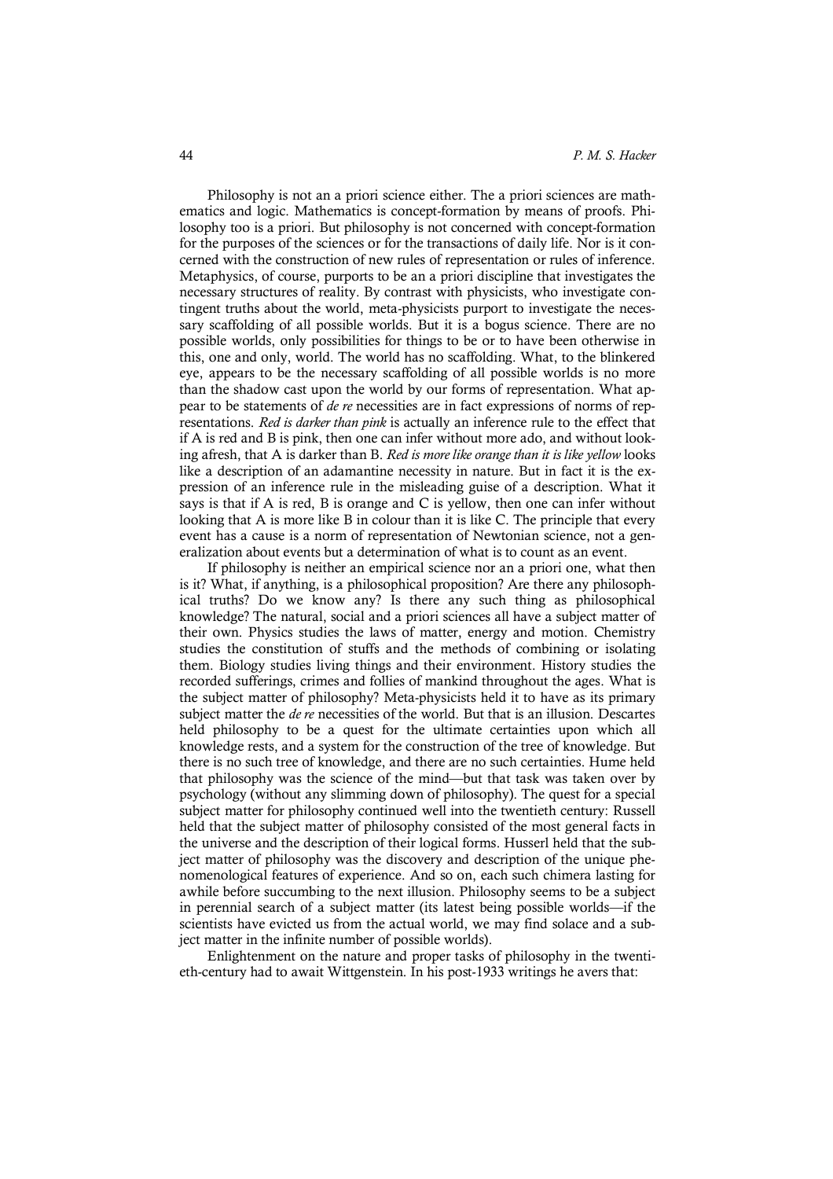Philosophy is not an a priori science either. The a priori sciences are mathematics and logic. Mathematics is concept-formation by means of proofs. Philosophy too is a priori. But philosophy is not concerned with concept-formation for the purposes of the sciences or for the transactions of daily life. Nor is it concerned with the construction of new rules of representation or rules of inference. Metaphysics, of course, purports to be an a priori discipline that investigates the necessary structures of reality. By contrast with physicists, who investigate contingent truths about the world, meta-physicists purport to investigate the necessary scaffolding of all possible worlds. But it is a bogus science. There are no possible worlds, only possibilities for things to be or to have been otherwise in this, one and only, world. The world has no scaffolding. What, to the blinkered eye, appears to be the necessary scaffolding of all possible worlds is no more than the shadow cast upon the world by our forms of representation. What appear to be statements of *de re* necessities are in fact expressions of norms of representations. *Red is darker than pink* is actually an inference rule to the effect that if A is red and B is pink, then one can infer without more ado, and without looking afresh, that A is darker than B. *Red is more like orange than it is like yellow* looks like a description of an adamantine necessity in nature. But in fact it is the expression of an inference rule in the misleading guise of a description. What it says is that if A is red, B is orange and C is yellow, then one can infer without looking that A is more like B in colour than it is like C. The principle that every event has a cause is a norm of representation of Newtonian science, not a generalization about events but a determination of what is to count as an event.

If philosophy is neither an empirical science nor an a priori one, what then is it? What, if anything, is a philosophical proposition? Are there any philosophical truths? Do we know any? Is there any such thing as philosophical knowledge? The natural, social and a priori sciences all have a subject matter of their own. Physics studies the laws of matter, energy and motion. Chemistry studies the constitution of stuffs and the methods of combining or isolating them. Biology studies living things and their environment. History studies the recorded sufferings, crimes and follies of mankind throughout the ages. What is the subject matter of philosophy? Meta-physicists held it to have as its primary subject matter the *de re* necessities of the world. But that is an illusion. Descartes held philosophy to be a quest for the ultimate certainties upon which all knowledge rests, and a system for the construction of the tree of knowledge. But there is no such tree of knowledge, and there are no such certainties. Hume held that philosophy was the science of the mind—but that task was taken over by psychology (without any slimming down of philosophy). The quest for a special subject matter for philosophy continued well into the twentieth century: Russell held that the subject matter of philosophy consisted of the most general facts in the universe and the description of their logical forms. Husserl held that the subject matter of philosophy was the discovery and description of the unique phenomenological features of experience. And so on, each such chimera lasting for awhile before succumbing to the next illusion. Philosophy seems to be a subject in perennial search of a subject matter (its latest being possible worlds—if the scientists have evicted us from the actual world, we may find solace and a subject matter in the infinite number of possible worlds).

Enlightenment on the nature and proper tasks of philosophy in the twentieth-century had to await Wittgenstein. In his post-1933 writings he avers that: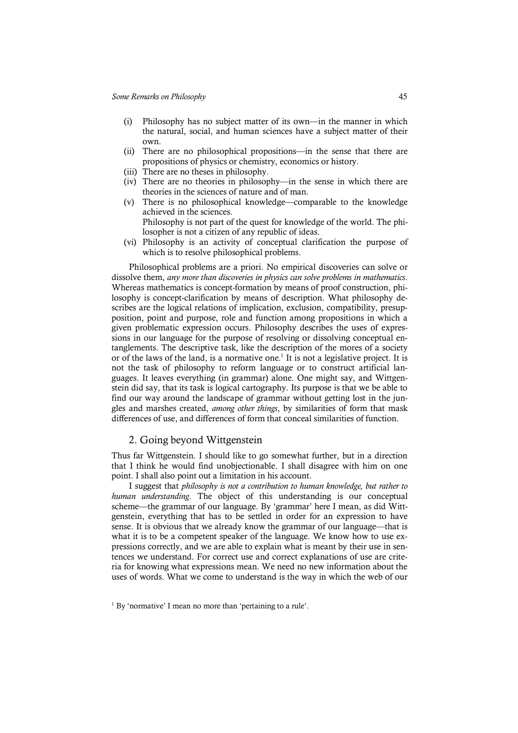(i) Philosophy has no subject matter of its own—in the manner in which the natural, social, and human sciences have a subject matter of their own.
(ii) There are no philosophical propositions—in the sense that there are propositions of physics or chemistry, economics or history.
(iii) There are no theses in philosophy.
(iv) There are no theories in philosophy—in the sense in which there are theories in the sciences of nature and of man.
(v) There is no philosophical knowledge—comparable to the knowledge achieved in the sciences.
Philosophy is not part of the quest for knowledge of the world. The philosopher is not a citizen of any republic of ideas.
(vi) Philosophy is an activity of conceptual clarification the purpose of which is to resolve philosophical problems.

Philosophical problems are a priori. No empirical discoveries can solve or dissolve them, *any more than discoveries in physics can solve problems in mathematics*. Whereas mathematics is concept-formation by means of proof construction, philosophy is concept-clarification by means of description. What philosophy describes are the logical relations of implication, exclusion, compatibility, presupposition, point and purpose, role and function among propositions in which a given problematic expression occurs. Philosophy describes the uses of expressions in our language for the purpose of resolving or dissolving conceptual entanglements. The descriptive task, like the description of the mores of a society or of the laws of the land, is a normative one.[1] It is not a legislative project. It is not the task of philosophy to reform language or to construct artificial languages. It leaves everything (in grammar) alone. One might say, and Wittgenstein did say, that its task is logical cartography. Its purpose is that we be able to find our way around the landscape of grammar without getting lost in the jungles and marshes created, *among other things*, by similarities of form that mask differences of use, and differences of form that conceal similarities of function.

## 2. Going beyond Wittgenstein

Thus far Wittgenstein. I should like to go somewhat further, but in a direction that I think he would find unobjectionable. I shall disagree with him on one point. I shall also point out a limitation in his account.

I suggest that *philosophy is not a contribution to human knowledge, but rather to human understanding*. The object of this understanding is our conceptual scheme—the grammar of our language. By 'grammar' here I mean, as did Wittgenstein, everything that has to be settled in order for an expression to have sense. It is obvious that we already know the grammar of our language—that is what it is to be a competent speaker of the language. We know how to use expressions correctly, and we are able to explain what is meant by their use in sentences we understand. For correct use and correct explanations of use are criteria for knowing what expressions mean. We need no new information about the uses of words. What we come to understand is the way in which the web of our

[1] By 'normative' I mean no more than 'pertaining to a rule'.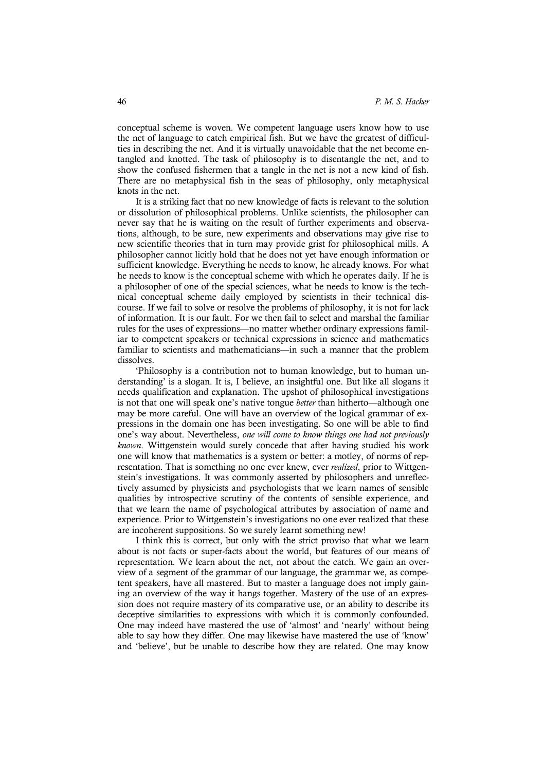conceptual scheme is woven. We competent language users know how to use the net of language to catch empirical fish. But we have the greatest of difficulties in describing the net. And it is virtually unavoidable that the net become entangled and knotted. The task of philosophy is to disentangle the net, and to show the confused fishermen that a tangle in the net is not a new kind of fish. There are no metaphysical fish in the seas of philosophy, only metaphysical knots in the net.

It is a striking fact that no new knowledge of facts is relevant to the solution or dissolution of philosophical problems. Unlike scientists, the philosopher can never say that he is waiting on the result of further experiments and observations, although, to be sure, new experiments and observations may give rise to new scientific theories that in turn may provide grist for philosophical mills. A philosopher cannot licitly hold that he does not yet have enough information or sufficient knowledge. Everything he needs to know, he already knows. For what he needs to know is the conceptual scheme with which he operates daily. If he is a philosopher of one of the special sciences, what he needs to know is the technical conceptual scheme daily employed by scientists in their technical discourse. If we fail to solve or resolve the problems of philosophy, it is not for lack of information. It is our fault. For we then fail to select and marshal the familiar rules for the uses of expressions—no matter whether ordinary expressions familiar to competent speakers or technical expressions in science and mathematics familiar to scientists and mathematicians—in such a manner that the problem dissolves.

'Philosophy is a contribution not to human knowledge, but to human understanding' is a slogan. It is, I believe, an insightful one. But like all slogans it needs qualification and explanation. The upshot of philosophical investigations is not that one will speak one's native tongue *better* than hitherto—although one may be more careful. One will have an overview of the logical grammar of expressions in the domain one has been investigating. So one will be able to find one's way about. Nevertheless, *one will come to know things one had not previously known*. Wittgenstein would surely concede that after having studied his work one will know that mathematics is a system or better: a motley, of norms of representation. That is something no one ever knew, ever *realized*, prior to Wittgenstein's investigations. It was commonly asserted by philosophers and unreflectively assumed by physicists and psychologists that we learn names of sensible qualities by introspective scrutiny of the contents of sensible experience, and that we learn the name of psychological attributes by association of name and experience. Prior to Wittgenstein's investigations no one ever realized that these are incoherent suppositions. So we surely learnt something new!

I think this is correct, but only with the strict proviso that what we learn about is not facts or super-facts about the world, but features of our means of representation. We learn about the net, not about the catch. We gain an overview of a segment of the grammar of our language, the grammar we, as competent speakers, have all mastered. But to master a language does not imply gaining an overview of the way it hangs together. Mastery of the use of an expression does not require mastery of its comparative use, or an ability to describe its deceptive similarities to expressions with which it is commonly confounded. One may indeed have mastered the use of 'almost' and 'nearly' without being able to say how they differ. One may likewise have mastered the use of 'know' and 'believe', but be unable to describe how they are related. One may know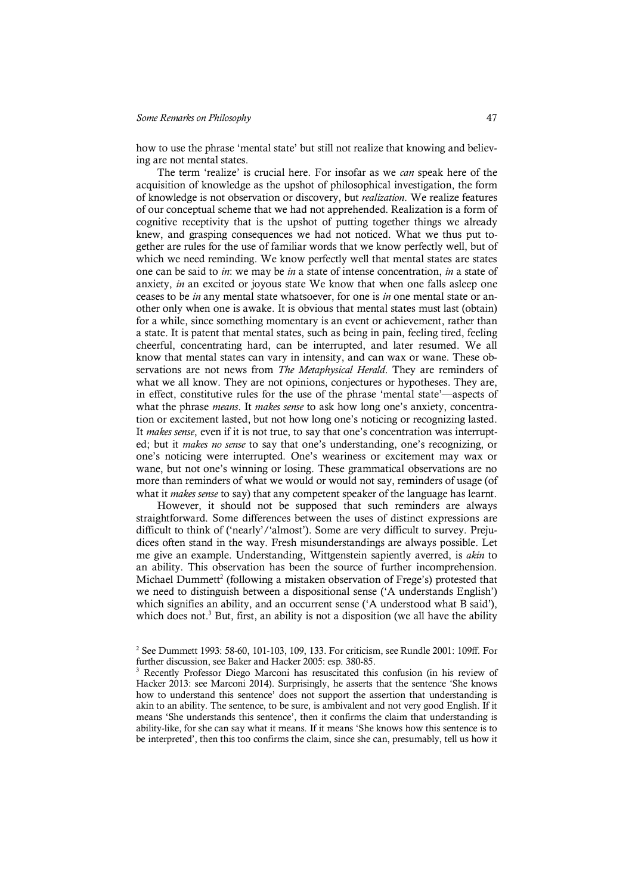how to use the phrase 'mental state' but still not realize that knowing and believing are not mental states.

The term 'realize' is crucial here. For insofar as we *can* speak here of the acquisition of knowledge as the upshot of philosophical investigation, the form of knowledge is not observation or discovery, but *realization*. We realize features of our conceptual scheme that we had not apprehended. Realization is a form of cognitive receptivity that is the upshot of putting together things we already knew, and grasping consequences we had not noticed. What we thus put together are rules for the use of familiar words that we know perfectly well, but of which we need reminding. We know perfectly well that mental states are states one can be said to *in*: we may be *in* a state of intense concentration, *in* a state of anxiety, *in* an excited or joyous state We know that when one falls asleep one ceases to be *in* any mental state whatsoever, for one is *in* one mental state or another only when one is awake. It is obvious that mental states must last (obtain) for a while, since something momentary is an event or achievement, rather than a state. It is patent that mental states, such as being in pain, feeling tired, feeling cheerful, concentrating hard, can be interrupted, and later resumed. We all know that mental states can vary in intensity, and can wax or wane. These observations are not news from *The Metaphysical Herald*. They are reminders of what we all know. They are not opinions, conjectures or hypotheses. They are, in effect, constitutive rules for the use of the phrase 'mental state'—aspects of what the phrase *means*. It *makes sense* to ask how long one's anxiety, concentration or excitement lasted, but not how long one's noticing or recognizing lasted. It *makes sense*, even if it is not true, to say that one's concentration was interrupted; but it *makes no sense* to say that one's understanding, one's recognizing, or one's noticing were interrupted. One's weariness or excitement may wax or wane, but not one's winning or losing. These grammatical observations are no more than reminders of what we would or would not say, reminders of usage (of what it *makes sense* to say) that any competent speaker of the language has learnt.

However, it should not be supposed that such reminders are always straightforward. Some differences between the uses of distinct expressions are difficult to think of ('nearly'/'almost'). Some are very difficult to survey. Prejudices often stand in the way. Fresh misunderstandings are always possible. Let me give an example. Understanding, Wittgenstein sapiently averred, is *akin* to an ability. This observation has been the source of further incomprehension. Michael Dummett[2] (following a mistaken observation of Frege's) protested that we need to distinguish between a dispositional sense ('A understands English') which signifies an ability, and an occurrent sense ('A understood what B said'), which does not.[3] But, first, an ability is not a disposition (we all have the ability

[2] See Dummett 1993: 58-60, 101-103, 109, 133. For criticism, see Rundle 2001: 109ff. For further discussion, see Baker and Hacker 2005: esp. 380-85.

[3] Recently Professor Diego Marconi has resuscitated this confusion (in his review of Hacker 2013: see Marconi 2014). Surprisingly, he asserts that the sentence 'She knows how to understand this sentence' does not support the assertion that understanding is akin to an ability. The sentence, to be sure, is ambivalent and not very good English. If it means 'She understands this sentence', then it confirms the claim that understanding is ability-like, for she can say what it means. If it means 'She knows how this sentence is to be interpreted', then this too confirms the claim, since she can, presumably, tell us how it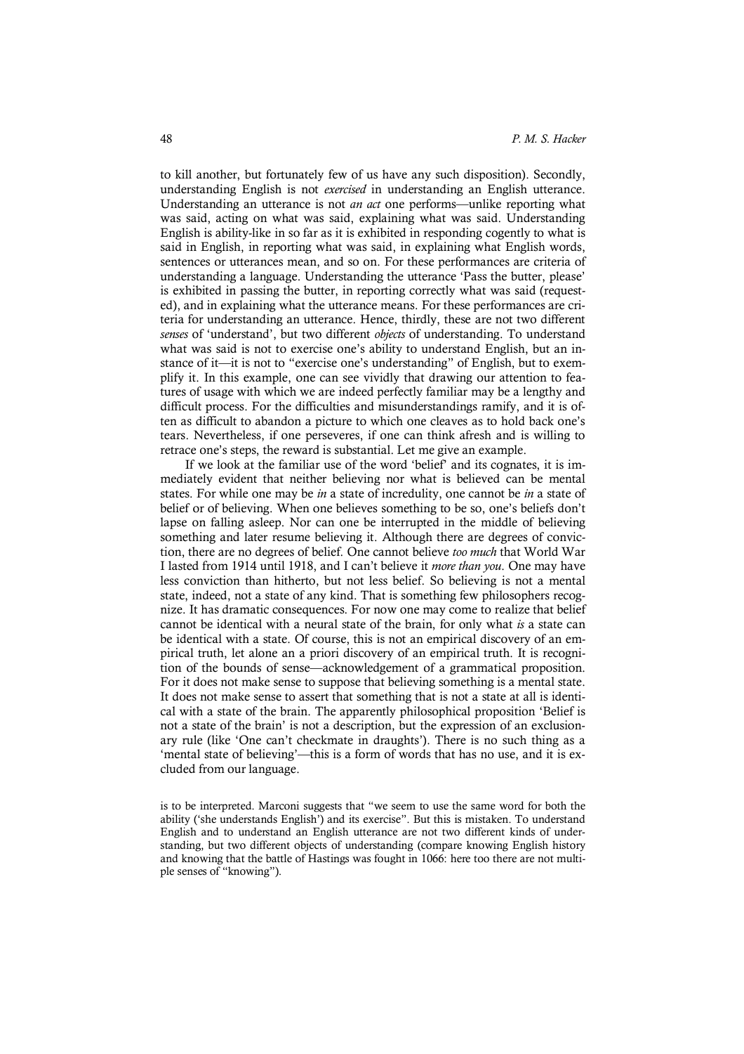to kill another, but fortunately few of us have any such disposition). Secondly, understanding English is not *exercised* in understanding an English utterance. Understanding an utterance is not *an act* one performs—unlike reporting what was said, acting on what was said, explaining what was said. Understanding English is ability-like in so far as it is exhibited in responding cogently to what is said in English, in reporting what was said, in explaining what English words, sentences or utterances mean, and so on. For these performances are criteria of understanding a language. Understanding the utterance 'Pass the butter, please' is exhibited in passing the butter, in reporting correctly what was said (requested), and in explaining what the utterance means. For these performances are criteria for understanding an utterance. Hence, thirdly, these are not two different *senses* of 'understand', but two different *objects* of understanding. To understand what was said is not to exercise one's ability to understand English, but an instance of it—it is not to "exercise one's understanding" of English, but to exemplify it. In this example, one can see vividly that drawing our attention to features of usage with which we are indeed perfectly familiar may be a lengthy and difficult process. For the difficulties and misunderstandings ramify, and it is often as difficult to abandon a picture to which one cleaves as to hold back one's tears. Nevertheless, if one perseveres, if one can think afresh and is willing to retrace one's steps, the reward is substantial. Let me give an example.

If we look at the familiar use of the word 'belief' and its cognates, it is immediately evident that neither believing nor what is believed can be mental states. For while one may be *in* a state of incredulity, one cannot be *in* a state of belief or of believing. When one believes something to be so, one's beliefs don't lapse on falling asleep. Nor can one be interrupted in the middle of believing something and later resume believing it. Although there are degrees of conviction, there are no degrees of belief. One cannot believe *too much* that World War I lasted from 1914 until 1918, and I can't believe it *more than you*. One may have less conviction than hitherto, but not less belief. So believing is not a mental state, indeed, not a state of any kind. That is something few philosophers recognize. It has dramatic consequences. For now one may come to realize that belief cannot be identical with a neural state of the brain, for only what *is* a state can be identical with a state. Of course, this is not an empirical discovery of an empirical truth, let alone an a priori discovery of an empirical truth. It is recognition of the bounds of sense—acknowledgement of a grammatical proposition. For it does not make sense to suppose that believing something is a mental state. It does not make sense to assert that something that is not a state at all is identical with a state of the brain. The apparently philosophical proposition 'Belief is not a state of the brain' is not a description, but the expression of an exclusionary rule (like 'One can't checkmate in draughts'). There is no such thing as a 'mental state of believing'—this is a form of words that has no use, and it is excluded from our language.

is to be interpreted. Marconi suggests that "we seem to use the same word for both the ability ('she understands English') and its exercise". But this is mistaken. To understand English and to understand an English utterance are not two different kinds of understanding, but two different objects of understanding (compare knowing English history and knowing that the battle of Hastings was fought in 1066: here too there are not multiple senses of "knowing").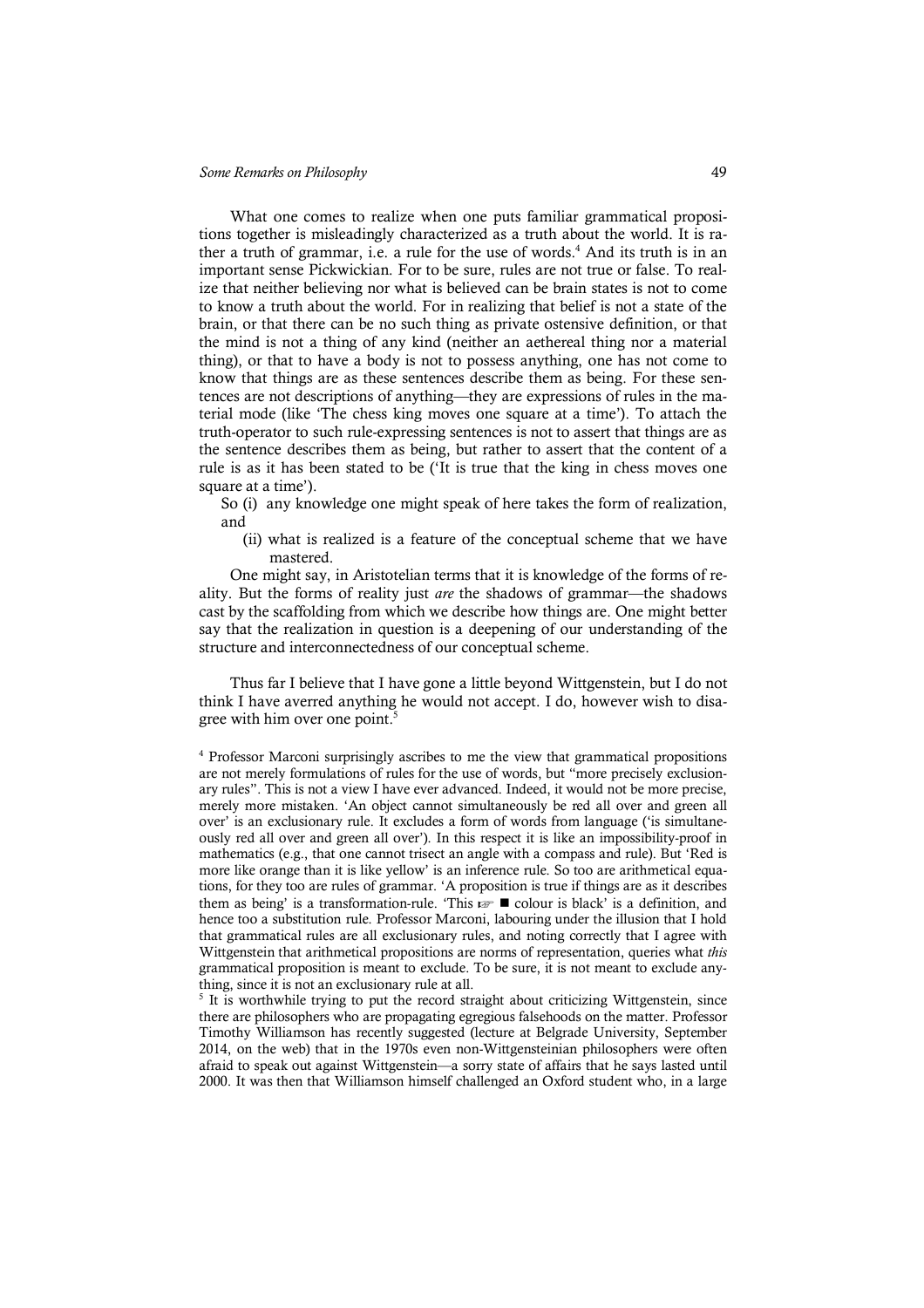What one comes to realize when one puts familiar grammatical propositions together is misleadingly characterized as a truth about the world. It is rather a truth of grammar, i.e. a rule for the use of words.[4] And its truth is in an important sense Pickwickian. For to be sure, rules are not true or false. To realize that neither believing nor what is believed can be brain states is not to come to know a truth about the world. For in realizing that belief is not a state of the brain, or that there can be no such thing as private ostensive definition, or that the mind is not a thing of any kind (neither an aethereal thing nor a material thing), or that to have a body is not to possess anything, one has not come to know that things are as these sentences describe them as being. For these sentences are not descriptions of anything—they are expressions of rules in the material mode (like 'The chess king moves one square at a time'). To attach the truth-operator to such rule-expressing sentences is not to assert that things are as the sentence describes them as being, but rather to assert that the content of a rule is as it has been stated to be ('It is true that the king in chess moves one square at a time').

So (i) any knowledge one might speak of here takes the form of realization, and

(ii) what is realized is a feature of the conceptual scheme that we have mastered.

One might say, in Aristotelian terms that it is knowledge of the forms of reality. But the forms of reality just *are* the shadows of grammar—the shadows cast by the scaffolding from which we describe how things are. One might better say that the realization in question is a deepening of our understanding of the structure and interconnectedness of our conceptual scheme.

Thus far I believe that I have gone a little beyond Wittgenstein, but I do not think I have averred anything he would not accept. I do, however wish to disagree with him over one point.[5]

[4] Professor Marconi surprisingly ascribes to me the view that grammatical propositions are not merely formulations of rules for the use of words, but "more precisely exclusionary rules". This is not a view I have ever advanced. Indeed, it would not be more precise, merely more mistaken. 'An object cannot simultaneously be red all over and green all over' is an exclusionary rule. It excludes a form of words from language ('is simultaneously red all over and green all over'). In this respect it is like an impossibility-proof in mathematics (e.g., that one cannot trisect an angle with a compass and rule). But 'Red is more like orange than it is like yellow' is an inference rule. So too are arithmetical equations, for they too are rules of grammar. 'A proposition is true if things are as it describes them as being' is a transformation-rule. 'This ☞ ■ colour is black' is a definition, and hence too a substitution rule. Professor Marconi, labouring under the illusion that I hold that grammatical rules are all exclusionary rules, and noting correctly that I agree with Wittgenstein that arithmetical propositions are norms of representation, queries what *this* grammatical proposition is meant to exclude. To be sure, it is not meant to exclude anything, since it is not an exclusionary rule at all.

[5] It is worthwhile trying to put the record straight about criticizing Wittgenstein, since there are philosophers who are propagating egregious falsehoods on the matter. Professor Timothy Williamson has recently suggested (lecture at Belgrade University, September 2014, on the web) that in the 1970s even non-Wittgensteinian philosophers were often afraid to speak out against Wittgenstein—a sorry state of affairs that he says lasted until 2000. It was then that Williamson himself challenged an Oxford student who, in a large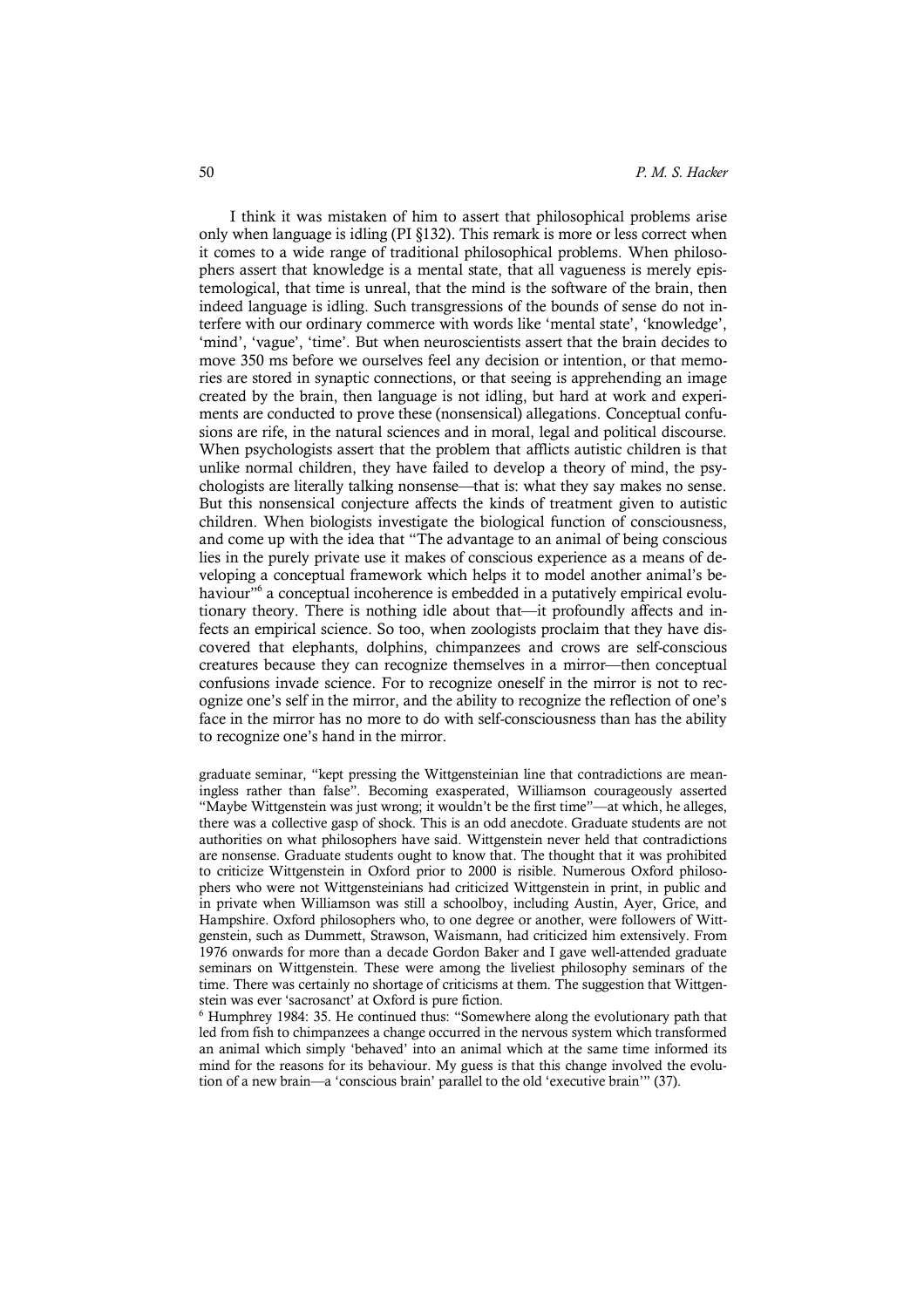I think it was mistaken of him to assert that philosophical problems arise only when language is idling (PI §132). This remark is more or less correct when it comes to a wide range of traditional philosophical problems. When philosophers assert that knowledge is a mental state, that all vagueness is merely epistemological, that time is unreal, that the mind is the software of the brain, then indeed language is idling. Such transgressions of the bounds of sense do not interfere with our ordinary commerce with words like 'mental state', 'knowledge', 'mind', 'vague', 'time'. But when neuroscientists assert that the brain decides to move 350 ms before we ourselves feel any decision or intention, or that memories are stored in synaptic connections, or that seeing is apprehending an image created by the brain, then language is not idling, but hard at work and experiments are conducted to prove these (nonsensical) allegations. Conceptual confusions are rife, in the natural sciences and in moral, legal and political discourse. When psychologists assert that the problem that afflicts autistic children is that unlike normal children, they have failed to develop a theory of mind, the psychologists are literally talking nonsense—that is: what they say makes no sense. But this nonsensical conjecture affects the kinds of treatment given to autistic children. When biologists investigate the biological function of consciousness, and come up with the idea that "The advantage to an animal of being conscious lies in the purely private use it makes of conscious experience as a means of developing a conceptual framework which helps it to model another animal's behaviour"[6] a conceptual incoherence is embedded in a putatively empirical evolutionary theory. There is nothing idle about that—it profoundly affects and infects an empirical science. So too, when zoologists proclaim that they have discovered that elephants, dolphins, chimpanzees and crows are self-conscious creatures because they can recognize themselves in a mirror—then conceptual confusions invade science. For to recognize oneself in the mirror is not to recognize one's self in the mirror, and the ability to recognize the reflection of one's face in the mirror has no more to do with self-consciousness than has the ability to recognize one's hand in the mirror.

graduate seminar, "kept pressing the Wittgensteinian line that contradictions are meaningless rather than false". Becoming exasperated, Williamson courageously asserted "Maybe Wittgenstein was just wrong; it wouldn't be the first time"—at which, he alleges, there was a collective gasp of shock. This is an odd anecdote. Graduate students are not authorities on what philosophers have said. Wittgenstein never held that contradictions are nonsense. Graduate students ought to know that. The thought that it was prohibited to criticize Wittgenstein in Oxford prior to 2000 is risible. Numerous Oxford philosophers who were not Wittgensteinians had criticized Wittgenstein in print, in public and in private when Williamson was still a schoolboy, including Austin, Ayer, Grice, and Hampshire. Oxford philosophers who, to one degree or another, were followers of Wittgenstein, such as Dummett, Strawson, Waismann, had criticized him extensively. From 1976 onwards for more than a decade Gordon Baker and I gave well-attended graduate seminars on Wittgenstein. These were among the liveliest philosophy seminars of the time. There was certainly no shortage of criticisms at them. The suggestion that Wittgenstein was ever 'sacrosanct' at Oxford is pure fiction.

[6] Humphrey 1984: 35. He continued thus: "Somewhere along the evolutionary path that led from fish to chimpanzees a change occurred in the nervous system which transformed an animal which simply 'behaved' into an animal which at the same time informed its mind for the reasons for its behaviour. My guess is that this change involved the evolution of a new brain—a 'conscious brain' parallel to the old 'executive brain'" (37).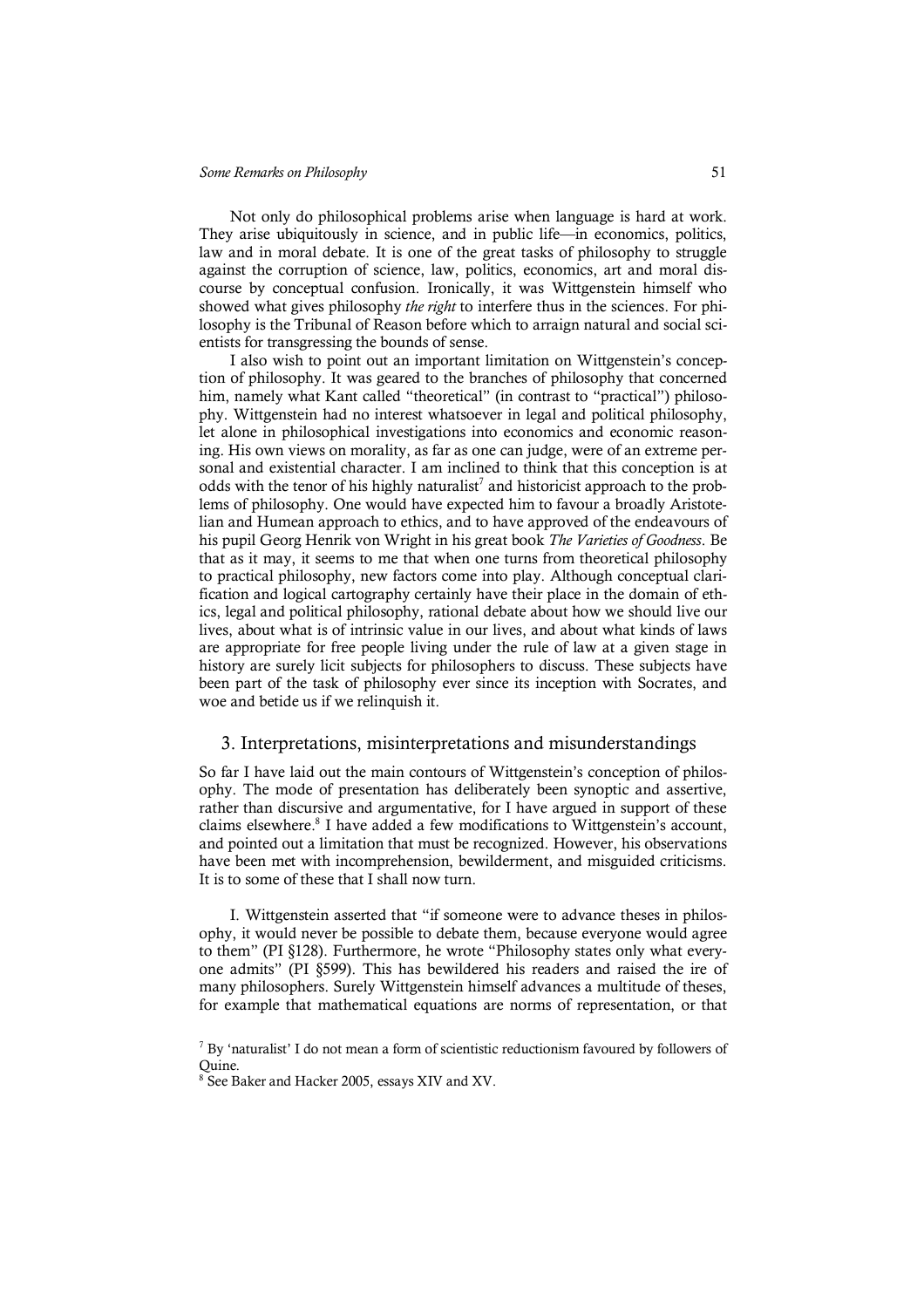Not only do philosophical problems arise when language is hard at work. They arise ubiquitously in science, and in public life—in economics, politics, law and in moral debate. It is one of the great tasks of philosophy to struggle against the corruption of science, law, politics, economics, art and moral discourse by conceptual confusion. Ironically, it was Wittgenstein himself who showed what gives philosophy *the right* to interfere thus in the sciences. For philosophy is the Tribunal of Reason before which to arraign natural and social scientists for transgressing the bounds of sense.

I also wish to point out an important limitation on Wittgenstein's conception of philosophy. It was geared to the branches of philosophy that concerned him, namely what Kant called "theoretical" (in contrast to "practical") philosophy. Wittgenstein had no interest whatsoever in legal and political philosophy, let alone in philosophical investigations into economics and economic reasoning. His own views on morality, as far as one can judge, were of an extreme personal and existential character. I am inclined to think that this conception is at odds with the tenor of his highly naturalist[7] and historicist approach to the problems of philosophy. One would have expected him to favour a broadly Aristotelian and Humean approach to ethics, and to have approved of the endeavours of his pupil Georg Henrik von Wright in his great book *The Varieties of Goodness*. Be that as it may, it seems to me that when one turns from theoretical philosophy to practical philosophy, new factors come into play. Although conceptual clarification and logical cartography certainly have their place in the domain of ethics, legal and political philosophy, rational debate about how we should live our lives, about what is of intrinsic value in our lives, and about what kinds of laws are appropriate for free people living under the rule of law at a given stage in history are surely licit subjects for philosophers to discuss. These subjects have been part of the task of philosophy ever since its inception with Socrates, and woe and betide us if we relinquish it.

## 3. Interpretations, misinterpretations and misunderstandings

So far I have laid out the main contours of Wittgenstein's conception of philosophy. The mode of presentation has deliberately been synoptic and assertive, rather than discursive and argumentative, for I have argued in support of these claims elsewhere.[8] I have added a few modifications to Wittgenstein's account, and pointed out a limitation that must be recognized. However, his observations have been met with incomprehension, bewilderment, and misguided criticisms. It is to some of these that I shall now turn.

I. Wittgenstein asserted that "if someone were to advance theses in philosophy, it would never be possible to debate them, because everyone would agree to them" (PI §128). Furthermore, he wrote "Philosophy states only what everyone admits" (PI §599). This has bewildered his readers and raised the ire of many philosophers. Surely Wittgenstein himself advances a multitude of theses, for example that mathematical equations are norms of representation, or that

[7] By 'naturalist' I do not mean a form of scientistic reductionism favoured by followers of Quine.

[8] See Baker and Hacker 2005, essays XIV and XV.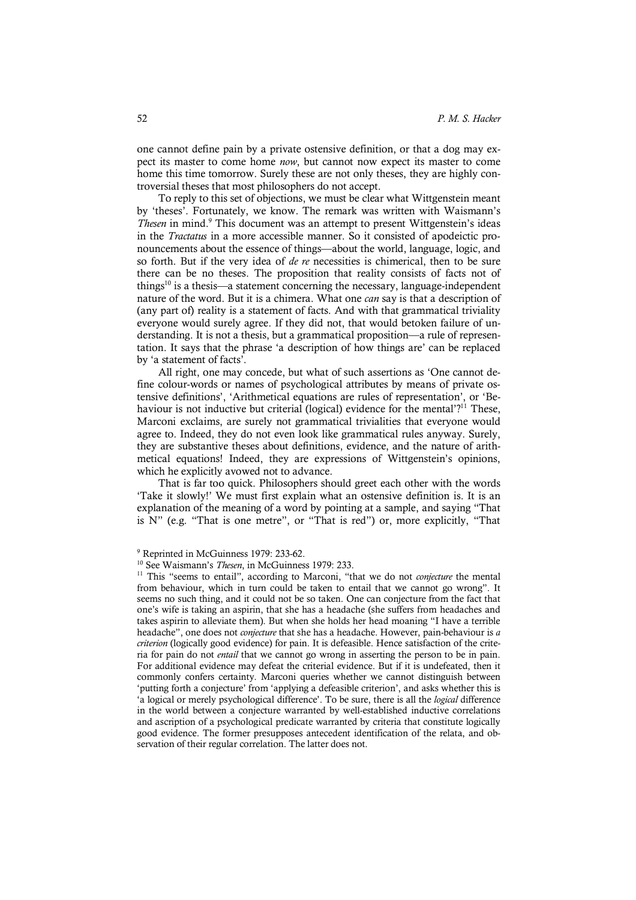one cannot define pain by a private ostensive definition, or that a dog may expect its master to come home *now*, but cannot now expect its master to come home this time tomorrow. Surely these are not only theses, they are highly controversial theses that most philosophers do not accept.

To reply to this set of objections, we must be clear what Wittgenstein meant by 'theses'. Fortunately, we know. The remark was written with Waismann's *Thesen* in mind.[9] This document was an attempt to present Wittgenstein's ideas in the *Tractatus* in a more accessible manner. So it consisted of apodeictic pronouncements about the essence of things—about the world, language, logic, and so forth. But if the very idea of *de re* necessities is chimerical, then to be sure there can be no theses. The proposition that reality consists of facts not of things[10] is a thesis—a statement concerning the necessary, language-independent nature of the word. But it is a chimera. What one *can* say is that a description of (any part of) reality is a statement of facts. And with that grammatical triviality everyone would surely agree. If they did not, that would betoken failure of understanding. It is not a thesis, but a grammatical proposition—a rule of representation. It says that the phrase 'a description of how things are' can be replaced by 'a statement of facts'.

All right, one may concede, but what of such assertions as 'One cannot define colour-words or names of psychological attributes by means of private ostensive definitions', 'Arithmetical equations are rules of representation', or 'Behaviour is not inductive but criterial (logical) evidence for the mental'?[11] These, Marconi exclaims, are surely not grammatical trivialities that everyone would agree to. Indeed, they do not even look like grammatical rules anyway. Surely, they are substantive theses about definitions, evidence, and the nature of arithmetical equations! Indeed, they are expressions of Wittgenstein's opinions, which he explicitly avowed not to advance.

That is far too quick. Philosophers should greet each other with the words 'Take it slowly!' We must first explain what an ostensive definition is. It is an explanation of the meaning of a word by pointing at a sample, and saying "That is N" (e.g. "That is one metre", or "That is red") or, more explicitly, "That

---

[9] Reprinted in McGuinness 1979: 233-62.

[10] See Waismann's *Thesen*, in McGuinness 1979: 233.

[11] This "seems to entail", according to Marconi, "that we do not *conjecture* the mental from behaviour, which in turn could be taken to entail that we cannot go wrong". It seems no such thing, and it could not be so taken. One can conjecture from the fact that one's wife is taking an aspirin, that she has a headache (she suffers from headaches and takes aspirin to alleviate them). But when she holds her head moaning "I have a terrible headache", one does not *conjecture* that she has a headache. However, pain-behaviour is *a criterion* (logically good evidence) for pain. It is defeasible. Hence satisfaction of the criteria for pain do not *entail* that we cannot go wrong in asserting the person to be in pain. For additional evidence may defeat the criterial evidence. But if it is undefeated, then it commonly confers certainty. Marconi queries whether we cannot distinguish between 'putting forth a conjecture' from 'applying a defeasible criterion', and asks whether this is 'a logical or merely psychological difference'. To be sure, there is all the *logical* difference in the world between a conjecture warranted by well-established inductive correlations and ascription of a psychological predicate warranted by criteria that constitute logically good evidence. The former presupposes antecedent identification of the relata, and observation of their regular correlation. The latter does not.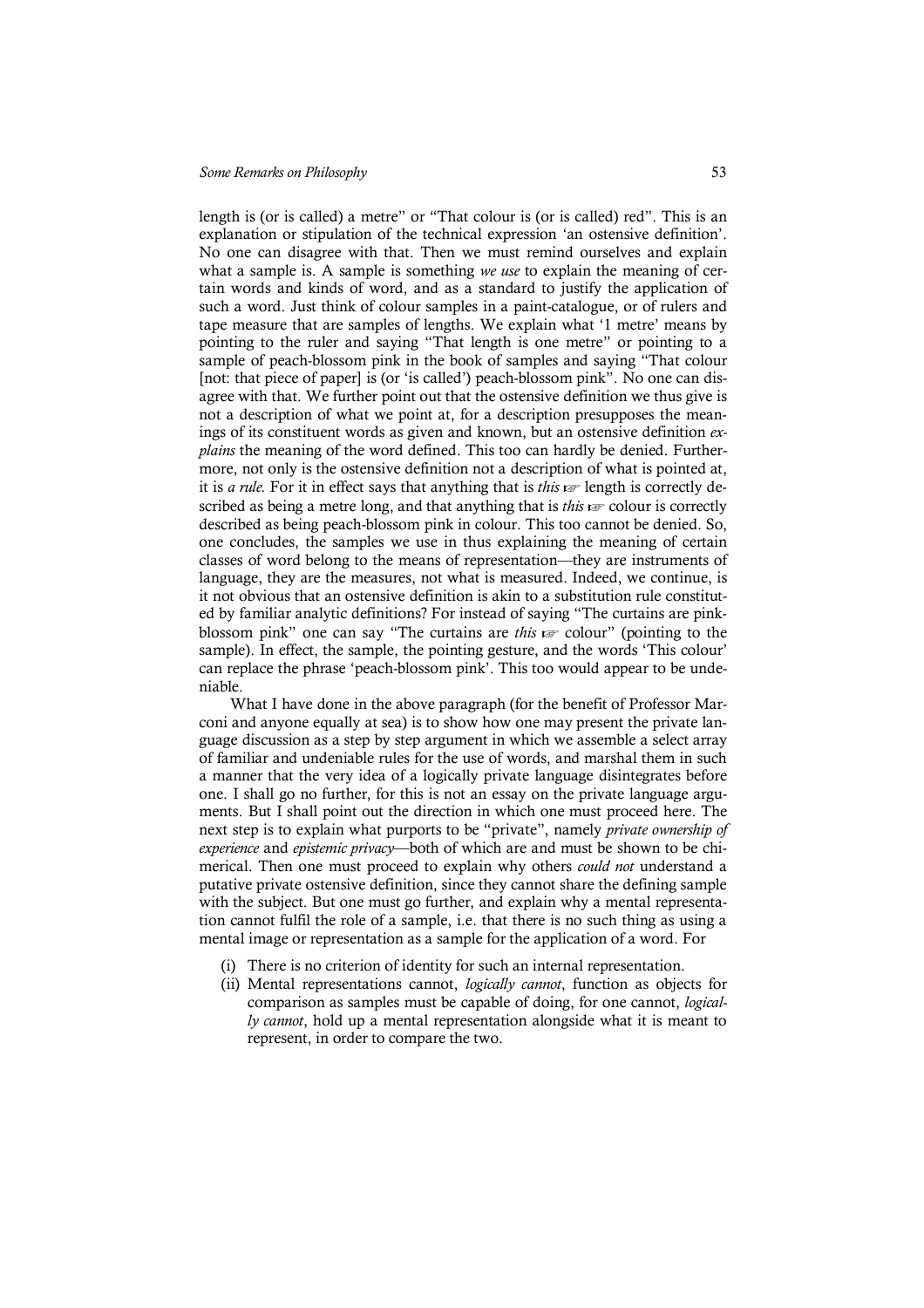length is (or is called) a metre" or "That colour is (or is called) red". This is an explanation or stipulation of the technical expression 'an ostensive definition'. No one can disagree with that. Then we must remind ourselves and explain what a sample is. A sample is something *we use* to explain the meaning of certain words and kinds of word, and as a standard to justify the application of such a word. Just think of colour samples in a paint-catalogue, or of rulers and tape measure that are samples of lengths. We explain what '1 metre' means by pointing to the ruler and saying "That length is one metre" or pointing to a sample of peach-blossom pink in the book of samples and saying "That colour [not: that piece of paper] is (or 'is called') peach-blossom pink". No one can disagree with that. We further point out that the ostensive definition we thus give is not a description of what we point at, for a description presupposes the meanings of its constituent words as given and known, but an ostensive definition *explains* the meaning of the word defined. This too can hardly be denied. Furthermore, not only is the ostensive definition not a description of what is pointed at, it is *a rule.* For it in effect says that anything that is *this* ☞ length is correctly described as being a metre long, and that anything that is *this* ☞ colour is correctly described as being peach-blossom pink in colour. This too cannot be denied. So, one concludes, the samples we use in thus explaining the meaning of certain classes of word belong to the means of representation—they are instruments of language, they are the measures, not what is measured. Indeed, we continue, is it not obvious that an ostensive definition is akin to a substitution rule constituted by familiar analytic definitions? For instead of saying "The curtains are pink-blossom pink" one can say "The curtains are *this* ☞ colour" (pointing to the sample). In effect, the sample, the pointing gesture, and the words 'This colour' can replace the phrase 'peach-blossom pink'. This too would appear to be undeniable.

What I have done in the above paragraph (for the benefit of Professor Marconi and anyone equally at sea) is to show how one may present the private language discussion as a step by step argument in which we assemble a select array of familiar and undeniable rules for the use of words, and marshal them in such a manner that the very idea of a logically private language disintegrates before one. I shall go no further, for this is not an essay on the private language arguments. But I shall point out the direction in which one must proceed here. The next step is to explain what purports to be "private", namely *private ownership of experience* and *epistemic privacy*—both of which are and must be shown to be chimerical. Then one must proceed to explain why others *could not* understand a putative private ostensive definition, since they cannot share the defining sample with the subject. But one must go further, and explain why a mental representation cannot fulfil the role of a sample, i.e. that there is no such thing as using a mental image or representation as a sample for the application of a word. For

(i) There is no criterion of identity for such an internal representation.
(ii) Mental representations cannot, *logically cannot*, function as objects for comparison as samples must be capable of doing, for one cannot, *logically cannot*, hold up a mental representation alongside what it is meant to represent, in order to compare the two.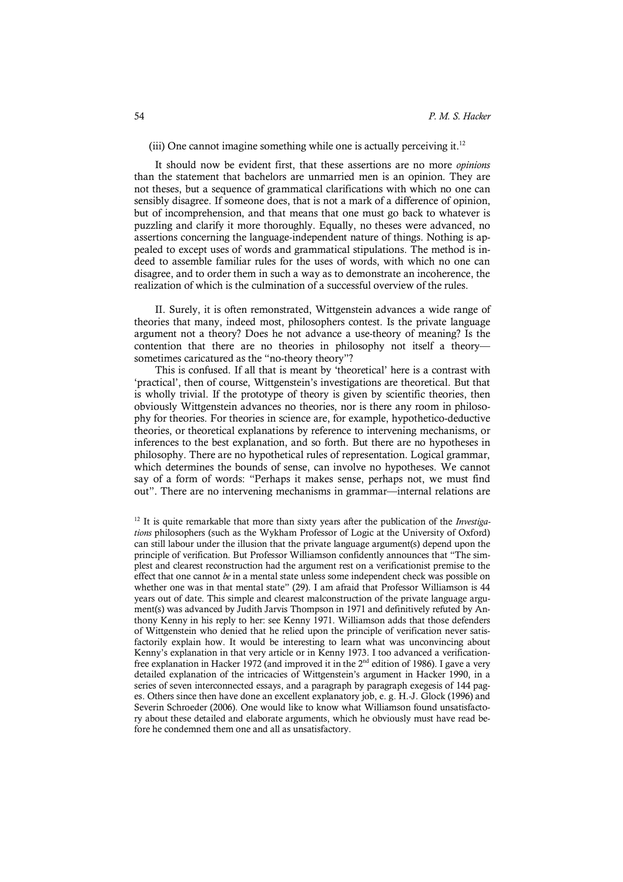(iii) One cannot imagine something while one is actually perceiving it.[12]

It should now be evident first, that these assertions are no more *opinions* than the statement that bachelors are unmarried men is an opinion. They are not theses, but a sequence of grammatical clarifications with which no one can sensibly disagree. If someone does, that is not a mark of a difference of opinion, but of incomprehension, and that means that one must go back to whatever is puzzling and clarify it more thoroughly. Equally, no theses were advanced, no assertions concerning the language-independent nature of things. Nothing is appealed to except uses of words and grammatical stipulations. The method is indeed to assemble familiar rules for the uses of words, with which no one can disagree, and to order them in such a way as to demonstrate an incoherence, the realization of which is the culmination of a successful overview of the rules.

II. Surely, it is often remonstrated, Wittgenstein advances a wide range of theories that many, indeed most, philosophers contest. Is the private language argument not a theory? Does he not advance a use-theory of meaning? Is the contention that there are no theories in philosophy not itself a theory—sometimes caricatured as the "no-theory theory"?

This is confused. If all that is meant by 'theoretical' here is a contrast with 'practical', then of course, Wittgenstein's investigations are theoretical. But that is wholly trivial. If the prototype of theory is given by scientific theories, then obviously Wittgenstein advances no theories, nor is there any room in philosophy for theories. For theories in science are, for example, hypothetico-deductive theories, or theoretical explanations by reference to intervening mechanisms, or inferences to the best explanation, and so forth. But there are no hypotheses in philosophy. There are no hypothetical rules of representation. Logical grammar, which determines the bounds of sense, can involve no hypotheses. We cannot say of a form of words: "Perhaps it makes sense, perhaps not, we must find out". There are no intervening mechanisms in grammar—internal relations are

[12] It is quite remarkable that more than sixty years after the publication of the *Investigations* philosophers (such as the Wykham Professor of Logic at the University of Oxford) can still labour under the illusion that the private language argument(s) depend upon the principle of verification. But Professor Williamson confidently announces that "The simplest and clearest reconstruction had the argument rest on a verificationist premise to the effect that one cannot *be* in a mental state unless some independent check was possible on whether one was in that mental state" (29). I am afraid that Professor Williamson is 44 years out of date. This simple and clearest malconstruction of the private language argument(s) was advanced by Judith Jarvis Thompson in 1971 and definitively refuted by Anthony Kenny in his reply to her: see Kenny 1971. Williamson adds that those defenders of Wittgenstein who denied that he relied upon the principle of verification never satisfactorily explain how. It would be interesting to learn what was unconvincing about Kenny's explanation in that very article or in Kenny 1973. I too advanced a verification-free explanation in Hacker 1972 (and improved it in the 2nd edition of 1986). I gave a very detailed explanation of the intricacies of Wittgenstein's argument in Hacker 1990, in a series of seven interconnected essays, and a paragraph by paragraph exegesis of 144 pages. Others since then have done an excellent explanatory job, e. g. H.-J. Glock (1996) and Severin Schroeder (2006). One would like to know what Williamson found unsatisfactory about these detailed and elaborate arguments, which he obviously must have read before he condemned them one and all as unsatisfactory.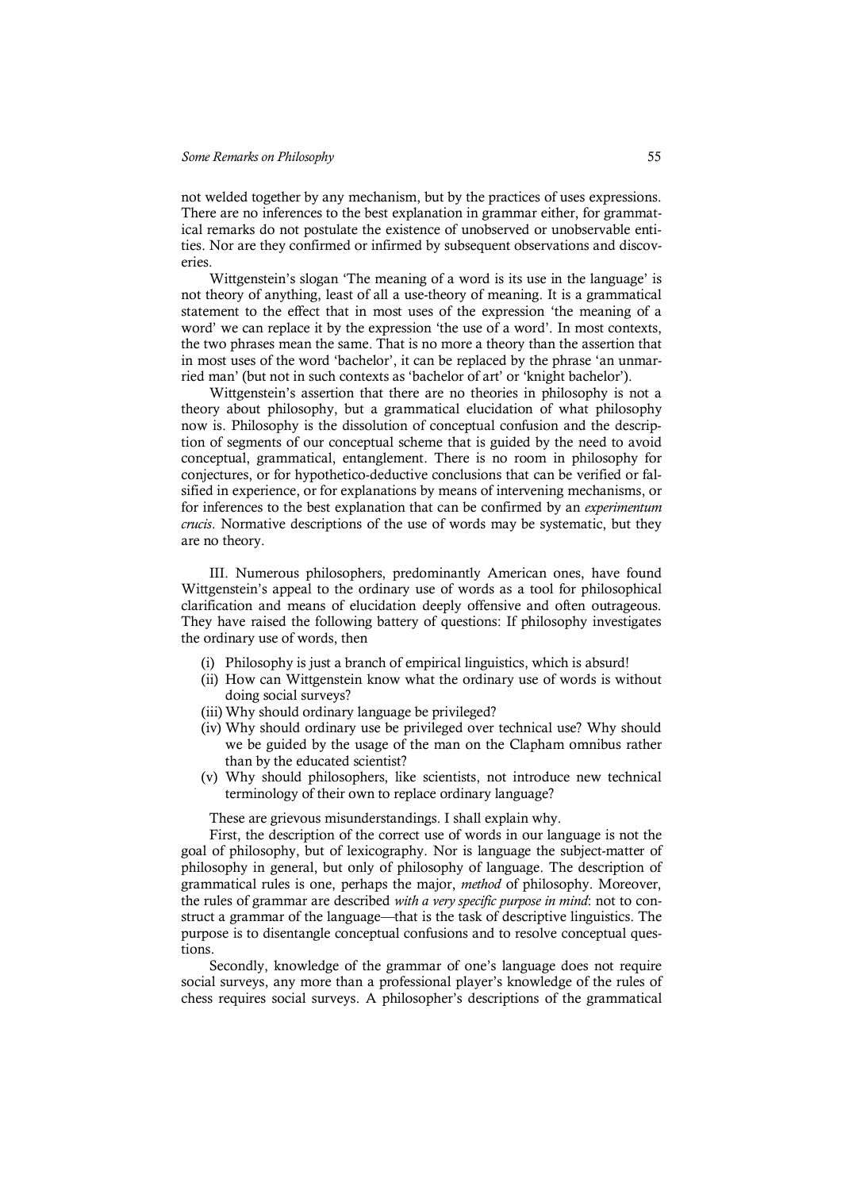not welded together by any mechanism, but by the practices of uses expressions. There are no inferences to the best explanation in grammar either, for grammatical remarks do not postulate the existence of unobserved or unobservable entities. Nor are they confirmed or infirmed by subsequent observations and discoveries.

Wittgenstein's slogan 'The meaning of a word is its use in the language' is not theory of anything, least of all a use-theory of meaning. It is a grammatical statement to the effect that in most uses of the expression 'the meaning of a word' we can replace it by the expression 'the use of a word'. In most contexts, the two phrases mean the same. That is no more a theory than the assertion that in most uses of the word 'bachelor', it can be replaced by the phrase 'an unmarried man' (but not in such contexts as 'bachelor of art' or 'knight bachelor').

Wittgenstein's assertion that there are no theories in philosophy is not a theory about philosophy, but a grammatical elucidation of what philosophy now is. Philosophy is the dissolution of conceptual confusion and the description of segments of our conceptual scheme that is guided by the need to avoid conceptual, grammatical, entanglement. There is no room in philosophy for conjectures, or for hypothetico-deductive conclusions that can be verified or falsified in experience, or for explanations by means of intervening mechanisms, or for inferences to the best explanation that can be confirmed by an *experimentum crucis*. Normative descriptions of the use of words may be systematic, but they are no theory.

III. Numerous philosophers, predominantly American ones, have found Wittgenstein's appeal to the ordinary use of words as a tool for philosophical clarification and means of elucidation deeply offensive and often outrageous. They have raised the following battery of questions: If philosophy investigates the ordinary use of words, then

(i) Philosophy is just a branch of empirical linguistics, which is absurd!
(ii) How can Wittgenstein know what the ordinary use of words is without doing social surveys?
(iii) Why should ordinary language be privileged?
(iv) Why should ordinary use be privileged over technical use? Why should we be guided by the usage of the man on the Clapham omnibus rather than by the educated scientist?
(v) Why should philosophers, like scientists, not introduce new technical terminology of their own to replace ordinary language?

These are grievous misunderstandings. I shall explain why.

First, the description of the correct use of words in our language is not the goal of philosophy, but of lexicography. Nor is language the subject-matter of philosophy in general, but only of philosophy of language. The description of grammatical rules is one, perhaps the major, *method* of philosophy. Moreover, the rules of grammar are described *with a very specific purpose in mind*: not to construct a grammar of the language—that is the task of descriptive linguistics. The purpose is to disentangle conceptual confusions and to resolve conceptual questions.

Secondly, knowledge of the grammar of one's language does not require social surveys, any more than a professional player's knowledge of the rules of chess requires social surveys. A philosopher's descriptions of the grammatical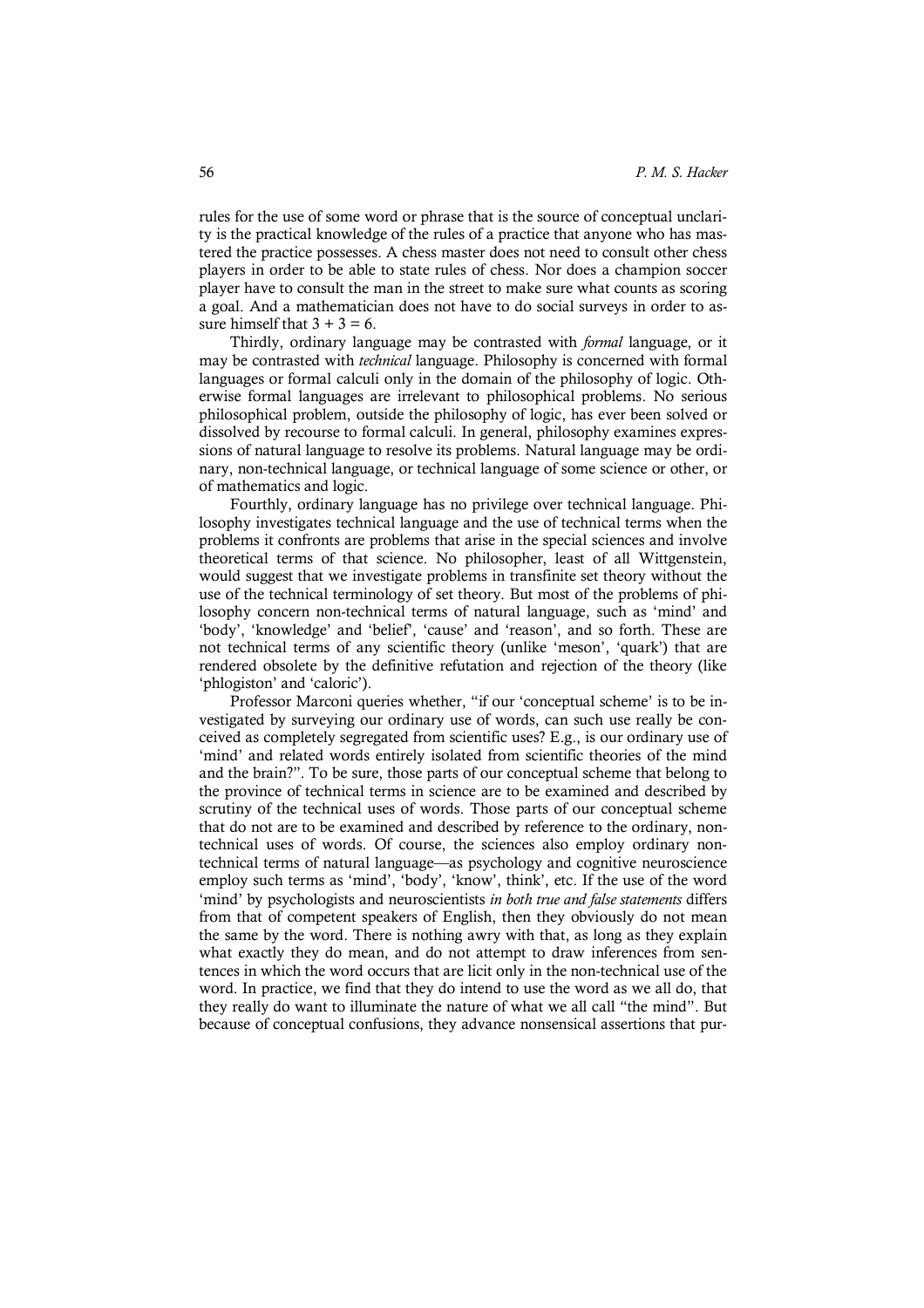rules for the use of some word or phrase that is the source of conceptual unclarity is the practical knowledge of the rules of a practice that anyone who has mastered the practice possesses. A chess master does not need to consult other chess players in order to be able to state rules of chess. Nor does a champion soccer player have to consult the man in the street to make sure what counts as scoring a goal. And a mathematician does not have to do social surveys in order to assure himself that $3 + 3 = 6$.

Thirdly, ordinary language may be contrasted with *formal* language, or it may be contrasted with *technical* language. Philosophy is concerned with formal languages or formal calculi only in the domain of the philosophy of logic. Otherwise formal languages are irrelevant to philosophical problems. No serious philosophical problem, outside the philosophy of logic, has ever been solved or dissolved by recourse to formal calculi. In general, philosophy examines expressions of natural language to resolve its problems. Natural language may be ordinary, non-technical language, or technical language of some science or other, or of mathematics and logic.

Fourthly, ordinary language has no privilege over technical language. Philosophy investigates technical language and the use of technical terms when the problems it confronts are problems that arise in the special sciences and involve theoretical terms of that science. No philosopher, least of all Wittgenstein, would suggest that we investigate problems in transfinite set theory without the use of the technical terminology of set theory. But most of the problems of philosophy concern non-technical terms of natural language, such as 'mind' and 'body', 'knowledge' and 'belief', 'cause' and 'reason', and so forth. These are not technical terms of any scientific theory (unlike 'meson', 'quark') that are rendered obsolete by the definitive refutation and rejection of the theory (like 'phlogiston' and 'caloric').

Professor Marconi queries whether, "if our 'conceptual scheme' is to be investigated by surveying our ordinary use of words, can such use really be conceived as completely segregated from scientific uses? E.g., is our ordinary use of 'mind' and related words entirely isolated from scientific theories of the mind and the brain?". To be sure, those parts of our conceptual scheme that belong to the province of technical terms in science are to be examined and described by scrutiny of the technical uses of words. Those parts of our conceptual scheme that do not are to be examined and described by reference to the ordinary, non-technical uses of words. Of course, the sciences also employ ordinary non-technical terms of natural language—as psychology and cognitive neuroscience employ such terms as 'mind', 'body', 'know', think', etc. If the use of the word 'mind' by psychologists and neuroscientists *in both true and false statements* differs from that of competent speakers of English, then they obviously do not mean the same by the word. There is nothing awry with that, as long as they explain what exactly they do mean, and do not attempt to draw inferences from sentences in which the word occurs that are licit only in the non-technical use of the word. In practice, we find that they do intend to use the word as we all do, that they really do want to illuminate the nature of what we all call "the mind". But because of conceptual confusions, they advance nonsensical assertions that pur-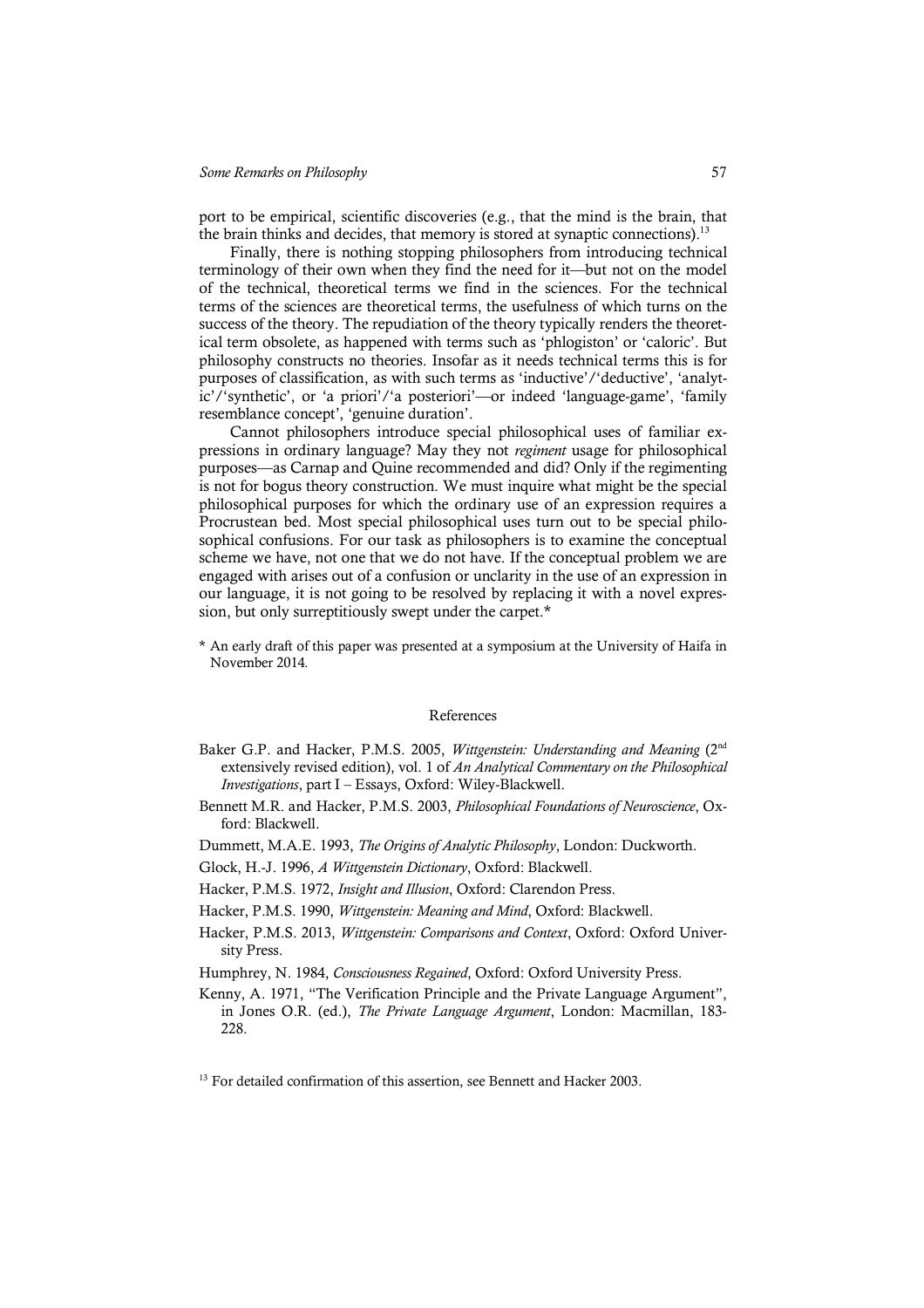port to be empirical, scientific discoveries (e.g., that the mind is the brain, that the brain thinks and decides, that memory is stored at synaptic connections).[13]

Finally, there is nothing stopping philosophers from introducing technical terminology of their own when they find the need for it—but not on the model of the technical, theoretical terms we find in the sciences. For the technical terms of the sciences are theoretical terms, the usefulness of which turns on the success of the theory. The repudiation of the theory typically renders the theoretical term obsolete, as happened with terms such as 'phlogiston' or 'caloric'. But philosophy constructs no theories. Insofar as it needs technical terms this is for purposes of classification, as with such terms as 'inductive'/'deductive', 'analytic'/'synthetic', or 'a priori'/'a posteriori'—or indeed 'language-game', 'family resemblance concept', 'genuine duration'.

Cannot philosophers introduce special philosophical uses of familiar expressions in ordinary language? May they not *regiment* usage for philosophical purposes—as Carnap and Quine recommended and did? Only if the regimenting is not for bogus theory construction. We must inquire what might be the special philosophical purposes for which the ordinary use of an expression requires a Procrustean bed. Most special philosophical uses turn out to be special philosophical confusions. For our task as philosophers is to examine the conceptual scheme we have, not one that we do not have. If the conceptual problem we are engaged with arises out of a confusion or unclarity in the use of an expression in our language, it is not going to be resolved by replacing it with a novel expression, but only surreptitiously swept under the carpet.*

\* An early draft of this paper was presented at a symposium at the University of Haifa in November 2014.

## References

Baker G.P. and Hacker, P.M.S. 2005, *Wittgenstein: Understanding and Meaning* (2nd extensively revised edition), vol. 1 of *An Analytical Commentary on the Philosophical Investigations*, part I – Essays, Oxford: Wiley-Blackwell.

Bennett M.R. and Hacker, P.M.S. 2003, *Philosophical Foundations of Neuroscience*, Oxford: Blackwell.

Dummett, M.A.E. 1993, *The Origins of Analytic Philosophy*, London: Duckworth.

Glock, H.-J. 1996, *A Wittgenstein Dictionary*, Oxford: Blackwell.

Hacker, P.M.S. 1972, *Insight and Illusion*, Oxford: Clarendon Press.

Hacker, P.M.S. 1990, *Wittgenstein: Meaning and Mind*, Oxford: Blackwell.

Hacker, P.M.S. 2013, *Wittgenstein: Comparisons and Context*, Oxford: Oxford University Press.

Humphrey, N. 1984, *Consciousness Regained*, Oxford: Oxford University Press.

Kenny, A. 1971, "The Verification Principle and the Private Language Argument", in Jones O.R. (ed.), *The Private Language Argument*, London: Macmillan, 183-228.

[13] For detailed confirmation of this assertion, see Bennett and Hacker 2003.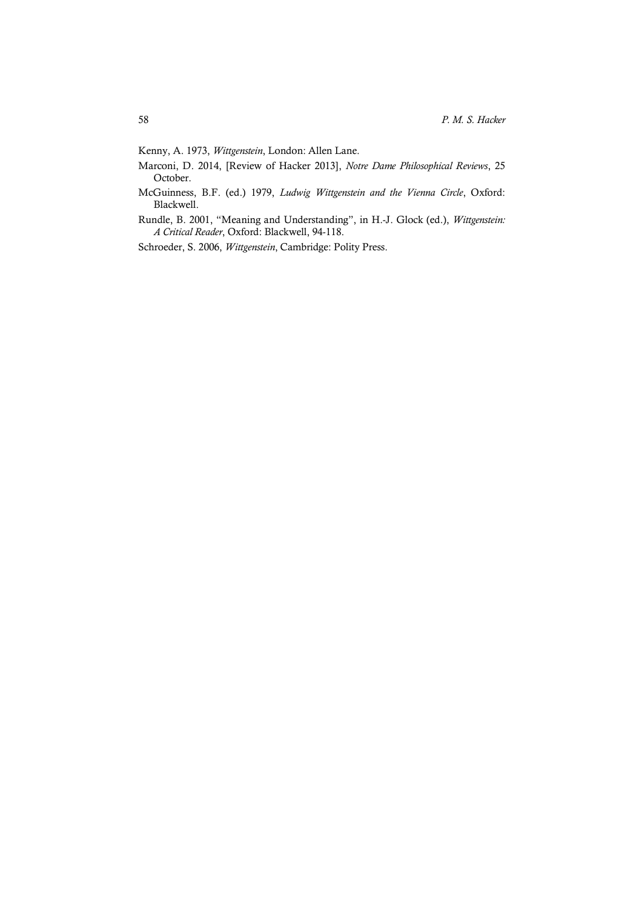Kenny, A. 1973, *Wittgenstein*, London: Allen Lane.

Marconi, D. 2014, [Review of Hacker 2013], *Notre Dame Philosophical Reviews*, 25 October.

McGuinness, B.F. (ed.) 1979, *Ludwig Wittgenstein and the Vienna Circle*, Oxford: Blackwell.

Rundle, B. 2001, "Meaning and Understanding", in H.-J. Glock (ed.), *Wittgenstein: A Critical Reader*, Oxford: Blackwell, 94-118.

Schroeder, S. 2006, *Wittgenstein*, Cambridge: Polity Press.